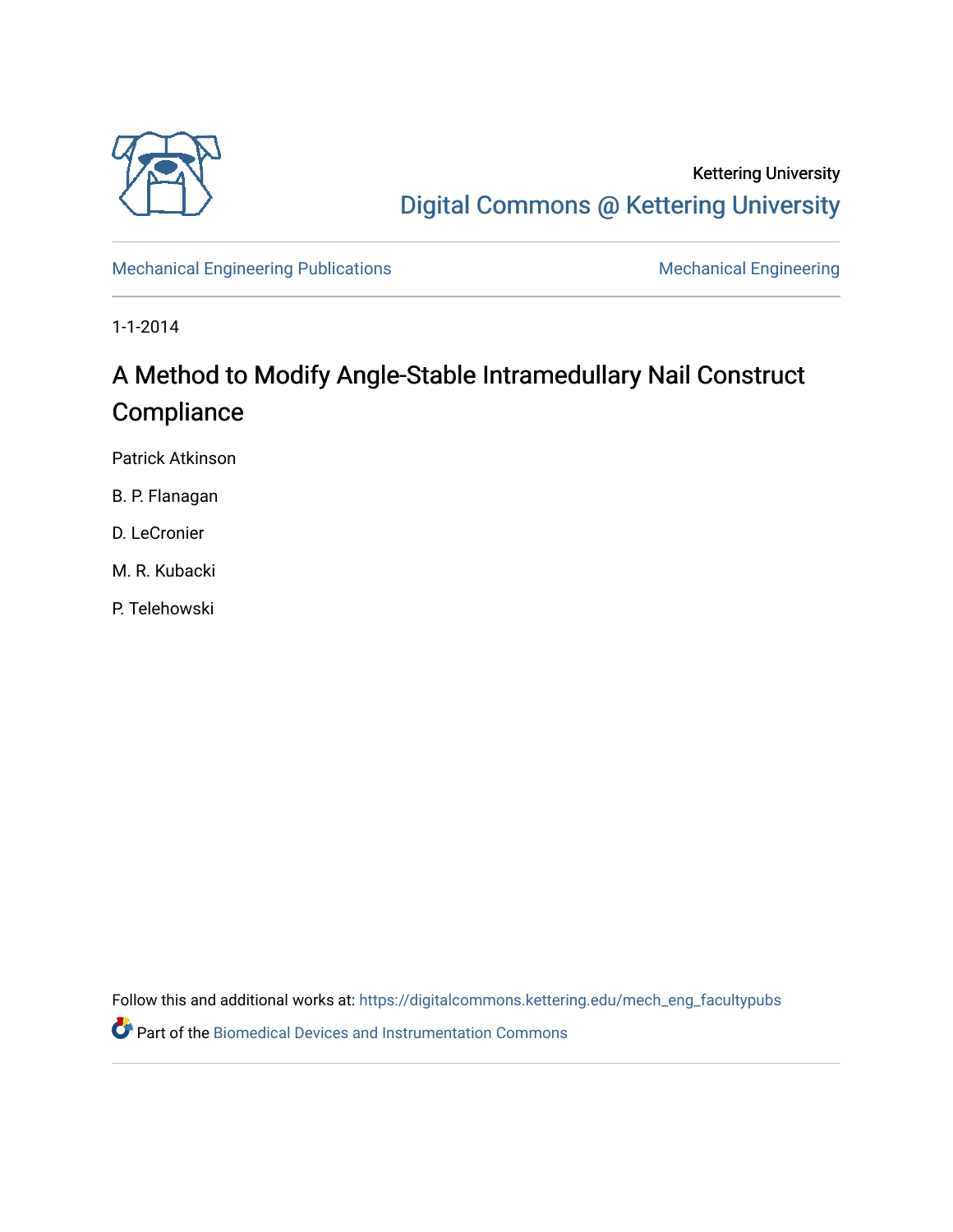Kettering University

Digital Commons @ Kettering University

Mechanical Engineering Publications

Mechanical Engineering

1-1-2014

# A Method to Modify Angle-Stable Intramedullary Nail Construct Compliance

Patrick Atkinson

B. P. Flanagan

D. LeCronier

M. R. Kubacki

P. Telehowski

Follow this and additional works at: https://digitalcommons.kettering.edu/mech_eng_facultypubs

Part of the Biomedical Devices and Instrumentation Commons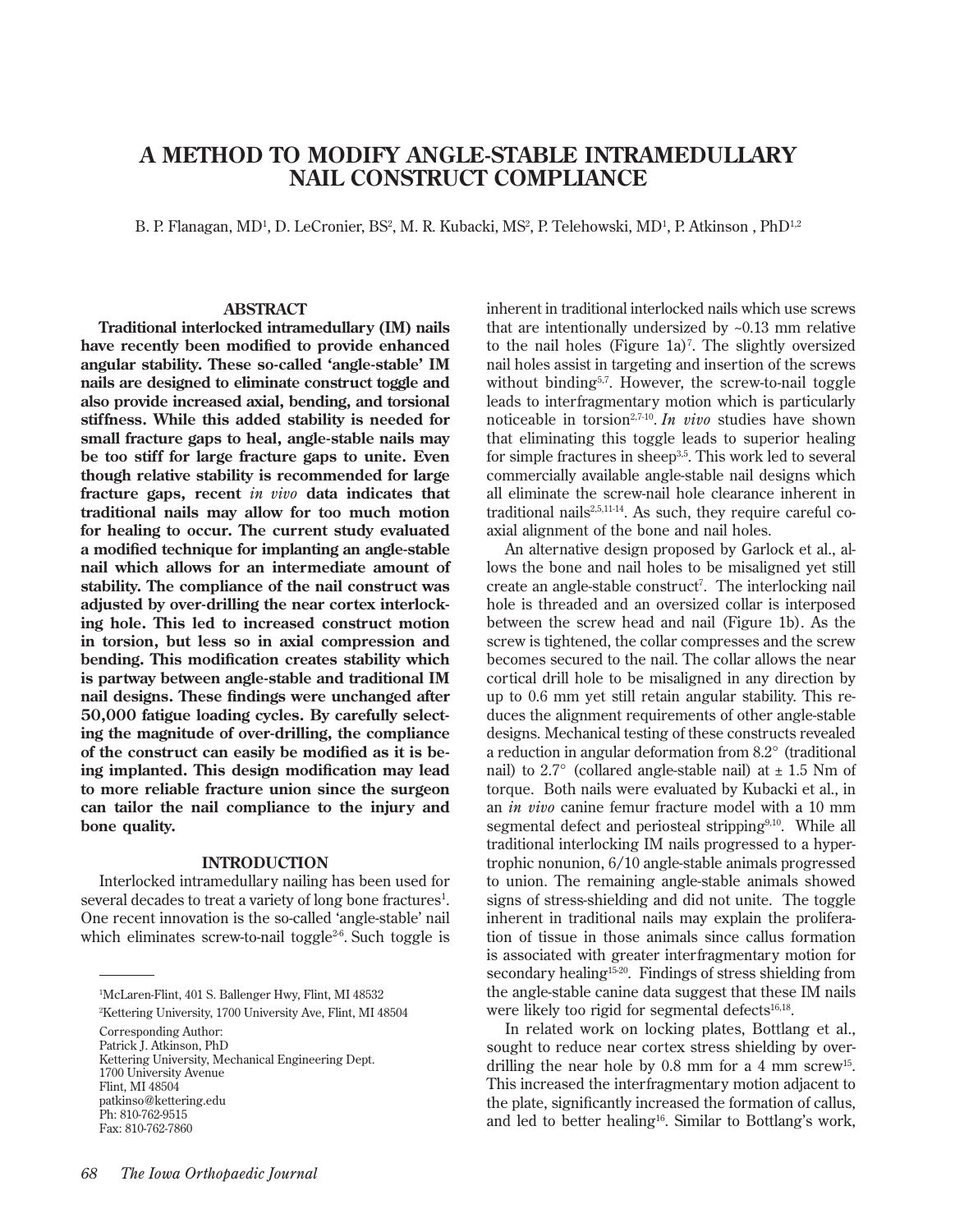# A METHOD TO MODIFY ANGLE-STABLE INTRAMEDULLARY NAIL CONSTRUCT COMPLIANCE

B. P. Flanagan, MD[1], D. LeCronier, BS[2], M. R. Kubacki, MS[2], P. Telehowski, MD[1], P. Atkinson , PhD[1,2]

## ABSTRACT

**Traditional interlocked intramedullary (IM) nails have recently been modified to provide enhanced angular stability. These so-called 'angle-stable' IM nails are designed to eliminate construct toggle and also provide increased axial, bending, and torsional stiffness. While this added stability is needed for small fracture gaps to heal, angle-stable nails may be too stiff for large fracture gaps to unite. Even though relative stability is recommended for large fracture gaps, recent *in vivo* data indicates that traditional nails may allow for too much motion for healing to occur. The current study evaluated a modified technique for implanting an angle-stable nail which allows for an intermediate amount of stability. The compliance of the nail construct was adjusted by over-drilling the near cortex interlocking hole. This led to increased construct motion in torsion, but less so in axial compression and bending. This modification creates stability which is partway between angle-stable and traditional IM nail designs. These findings were unchanged after 50,000 fatigue loading cycles. By carefully selecting the magnitude of over-drilling, the compliance of the construct can easily be modified as it is being implanted. This design modification may lead to more reliable fracture union since the surgeon can tailor the nail compliance to the injury and bone quality.**

## INTRODUCTION

Interlocked intramedullary nailing has been used for several decades to treat a variety of long bone fractures[1]. One recent innovation is the so-called 'angle-stable' nail which eliminates screw-to-nail toggle[2-6]. Such toggle is inherent in traditional interlocked nails which use screws that are intentionally undersized by ~0.13 mm relative to the nail holes (Figure 1a)[7]. The slightly oversized nail holes assist in targeting and insertion of the screws without binding[5,7]. However, the screw-to-nail toggle leads to interfragmentary motion which is particularly noticeable in torsion[2,7-10]. *In vivo* studies have shown that eliminating this toggle leads to superior healing for simple fractures in sheep[3,5]. This work led to several commercially available angle-stable nail designs which all eliminate the screw-nail hole clearance inherent in traditional nails[2,5,11-14]. As such, they require careful co-axial alignment of the bone and nail holes.

An alternative design proposed by Garlock et al., allows the bone and nail holes to be misaligned yet still create an angle-stable construct[7]. The interlocking nail hole is threaded and an oversized collar is interposed between the screw head and nail (Figure 1b). As the screw is tightened, the collar compresses and the screw becomes secured to the nail. The collar allows the near cortical drill hole to be misaligned in any direction by up to 0.6 mm yet still retain angular stability. This reduces the alignment requirements of other angle-stable designs. Mechanical testing of these constructs revealed a reduction in angular deformation from 8.2° (traditional nail) to 2.7° (collared angle-stable nail) at ± 1.5 Nm of torque. Both nails were evaluated by Kubacki et al., in an *in vivo* canine femur fracture model with a 10 mm segmental defect and periosteal stripping[9,10]. While all traditional interlocking IM nails progressed to a hypertrophic nonunion, 6/10 angle-stable animals progressed to union. The remaining angle-stable animals showed signs of stress-shielding and did not unite. The toggle inherent in traditional nails may explain the proliferation of tissue in those animals since callus formation is associated with greater interfragmentary motion for secondary healing[15-20]. Findings of stress shielding from the angle-stable canine data suggest that these IM nails were likely too rigid for segmental defects[16,18].

In related work on locking plates, Bottlang et al., sought to reduce near cortex stress shielding by over-drilling the near hole by 0.8 mm for a 4 mm screw[15]. This increased the interfragmentary motion adjacent to the plate, significantly increased the formation of callus, and led to better healing[16]. Similar to Bottlang's work,

[1]McLaren-Flint, 401 S. Ballenger Hwy, Flint, MI 48532

[2]Kettering University, 1700 University Ave, Flint, MI 48504

Corresponding Author:
Patrick J. Atkinson, PhD
Kettering University, Mechanical Engineering Dept.
1700 University Avenue
Flint, MI 48504
patkinso@kettering.edu
Ph: 810-762-9515
Fax: 810-762-7860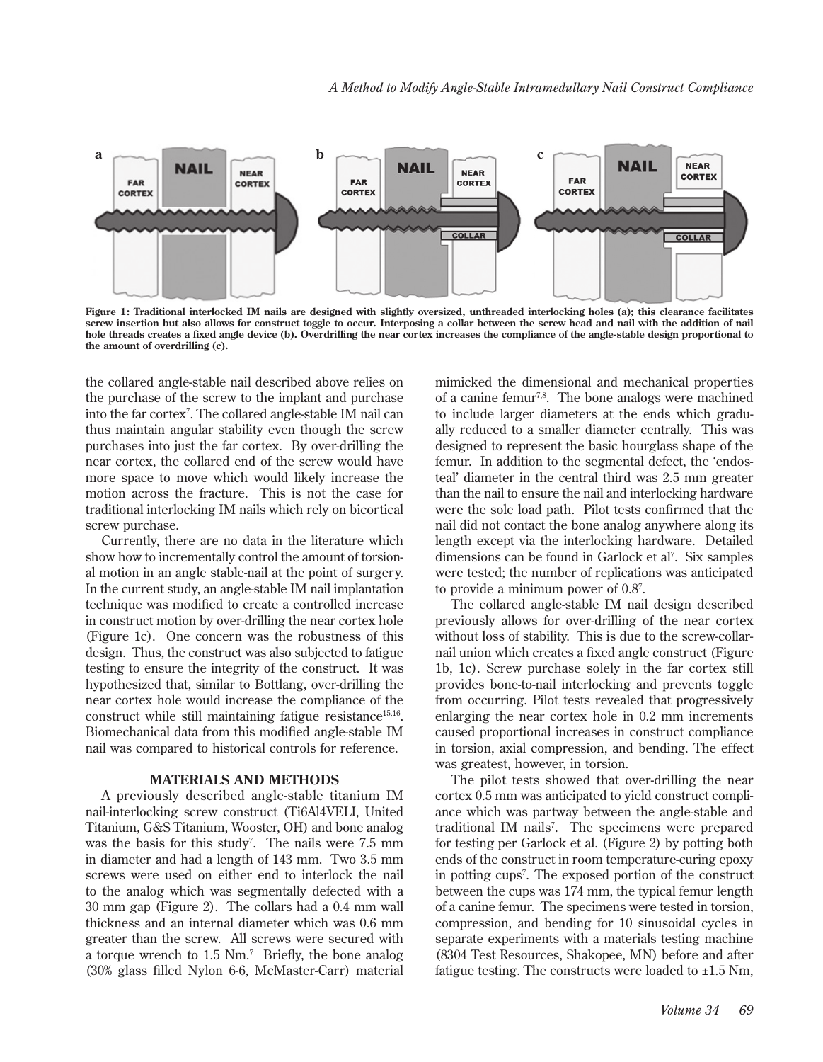Figure 1: Traditional interlocked IM nails are designed with slightly oversized, unthreaded interlocking holes (a); this clearance facilitates screw insertion but also allows for construct toggle to occur. Interposing a collar between the screw head and nail with the addition of nail hole threads creates a fixed angle device (b). Overdrilling the near cortex increases the compliance of the angle-stable design proportional to the amount of overdrilling (c).

the collared angle-stable nail described above relies on the purchase of the screw to the implant and purchase into the far cortex[7]. The collared angle-stable IM nail can thus maintain angular stability even though the screw purchases into just the far cortex. By over-drilling the near cortex, the collared end of the screw would have more space to move which would likely increase the motion across the fracture. This is not the case for traditional interlocking IM nails which rely on bicortical screw purchase.

Currently, there are no data in the literature which show how to incrementally control the amount of torsional motion in an angle stable-nail at the point of surgery. In the current study, an angle-stable IM nail implantation technique was modified to create a controlled increase in construct motion by over-drilling the near cortex hole (Figure 1c). One concern was the robustness of this design. Thus, the construct was also subjected to fatigue testing to ensure the integrity of the construct. It was hypothesized that, similar to Bottlang, over-drilling the near cortex hole would increase the compliance of the construct while still maintaining fatigue resistance[15,16]. Biomechanical data from this modified angle-stable IM nail was compared to historical controls for reference.

## MATERIALS AND METHODS

A previously described angle-stable titanium IM nail-interlocking screw construct (Ti6Al4VELI, United Titanium, G&S Titanium, Wooster, OH) and bone analog was the basis for this study[7]. The nails were 7.5 mm in diameter and had a length of 143 mm. Two 3.5 mm screws were used on either end to interlock the nail to the analog which was segmentally defected with a 30 mm gap (Figure 2). The collars had a 0.4 mm wall thickness and an internal diameter which was 0.6 mm greater than the screw. All screws were secured with a torque wrench to 1.5 Nm.[7] Briefly, the bone analog (30% glass filled Nylon 6-6, McMaster-Carr) material mimicked the dimensional and mechanical properties of a canine femur[7,8]. The bone analogs were machined to include larger diameters at the ends which gradually reduced to a smaller diameter centrally. This was designed to represent the basic hourglass shape of the femur. In addition to the segmental defect, the 'endosteal' diameter in the central third was 2.5 mm greater than the nail to ensure the nail and interlocking hardware were the sole load path. Pilot tests confirmed that the nail did not contact the bone analog anywhere along its length except via the interlocking hardware. Detailed dimensions can be found in Garlock et al[7]. Six samples were tested; the number of replications was anticipated to provide a minimum power of 0.8[7].

The collared angle-stable IM nail design described previously allows for over-drilling of the near cortex without loss of stability. This is due to the screw-collar-nail union which creates a fixed angle construct (Figure 1b, 1c). Screw purchase solely in the far cortex still provides bone-to-nail interlocking and prevents toggle from occurring. Pilot tests revealed that progressively enlarging the near cortex hole in 0.2 mm increments caused proportional increases in construct compliance in torsion, axial compression, and bending. The effect was greatest, however, in torsion.

The pilot tests showed that over-drilling the near cortex 0.5 mm was anticipated to yield construct compliance which was partway between the angle-stable and traditional IM nails[7]. The specimens were prepared for testing per Garlock et al. (Figure 2) by potting both ends of the construct in room temperature-curing epoxy in potting cups[7]. The exposed portion of the construct between the cups was 174 mm, the typical femur length of a canine femur. The specimens were tested in torsion, compression, and bending for 10 sinusoidal cycles in separate experiments with a materials testing machine (8304 Test Resources, Shakopee, MN) before and after fatigue testing. The constructs were loaded to ±1.5 Nm,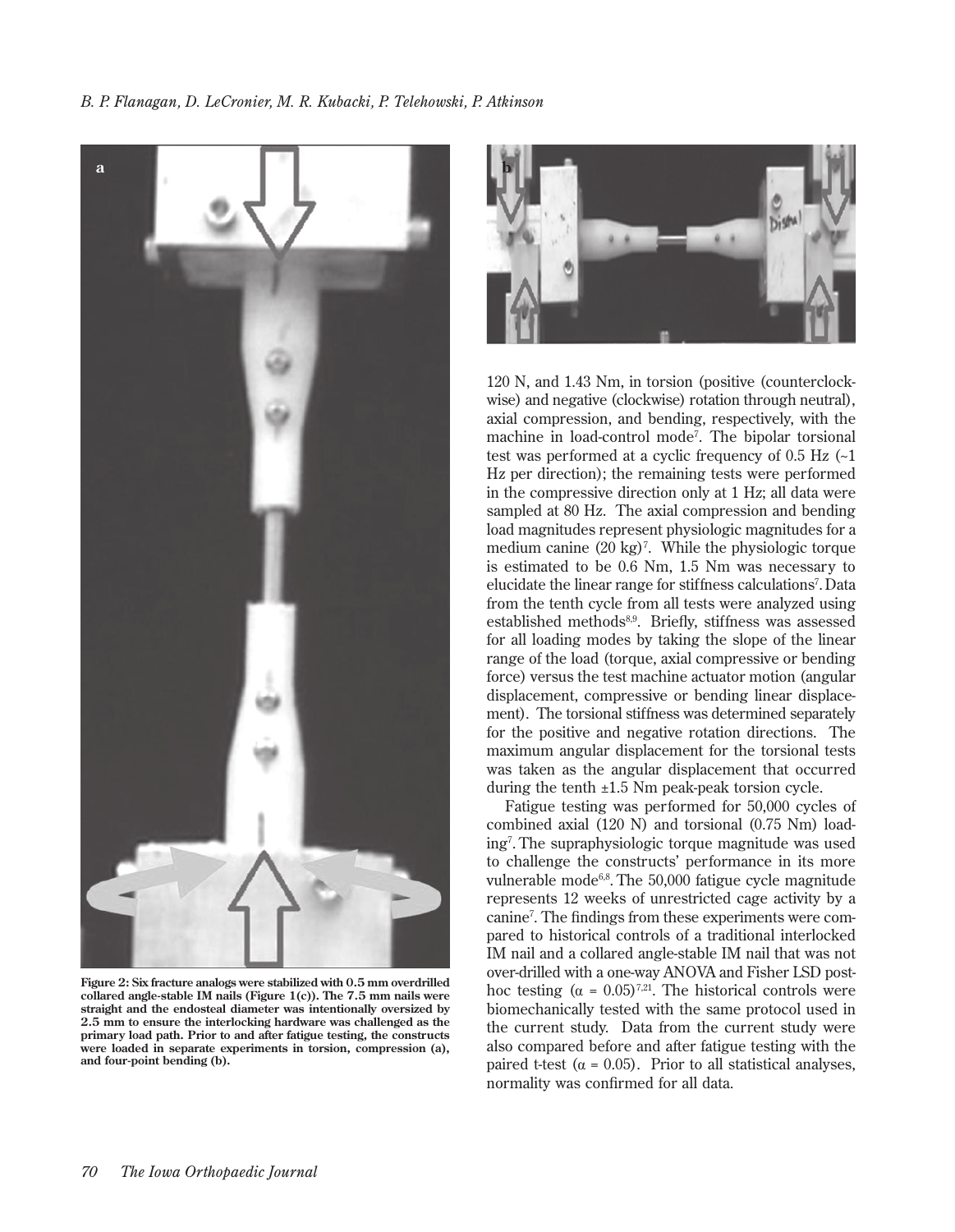120 N, and 1.43 Nm, in torsion (positive (counterclockwise) and negative (clockwise) rotation through neutral), axial compression, and bending, respectively, with the machine in load-control mode[7]. The bipolar torsional test was performed at a cyclic frequency of 0.5 Hz (~1 Hz per direction); the remaining tests were performed in the compressive direction only at 1 Hz; all data were sampled at 80 Hz. The axial compression and bending load magnitudes represent physiologic magnitudes for a medium canine (20 kg)[7]. While the physiologic torque is estimated to be 0.6 Nm, 1.5 Nm was necessary to elucidate the linear range for stiffness calculations[7]. Data from the tenth cycle from all tests were analyzed using established methods[8,9]. Briefly, stiffness was assessed for all loading modes by taking the slope of the linear range of the load (torque, axial compressive or bending force) versus the test machine actuator motion (angular displacement, compressive or bending linear displacement). The torsional stiffness was determined separately for the positive and negative rotation directions. The maximum angular displacement for the torsional tests was taken as the angular displacement that occurred during the tenth ±1.5 Nm peak-peak torsion cycle.

Fatigue testing was performed for 50,000 cycles of combined axial (120 N) and torsional (0.75 Nm) loading[7]. The supraphysiologic torque magnitude was used to challenge the constructs' performance in its more vulnerable mode[6,8]. The 50,000 fatigue cycle magnitude represents 12 weeks of unrestricted cage activity by a canine[7]. The findings from these experiments were compared to historical controls of a traditional interlocked IM nail and a collared angle-stable IM nail that was not over-drilled with a one-way ANOVA and Fisher LSD post-hoc testing ($\alpha = 0.05$)[7,21]. The historical controls were biomechanically tested with the same protocol used in the current study. Data from the current study were also compared before and after fatigue testing with the paired t-test ($\alpha = 0.05$). Prior to all statistical analyses, normality was confirmed for all data.

**Figure 2: Six fracture analogs were stabilized with 0.5 mm overdrilled collared angle-stable IM nails (Figure 1(c)). The 7.5 mm nails were straight and the endosteal diameter was intentionally oversized by 2.5 mm to ensure the interlocking hardware was challenged as the primary load path. Prior to and after fatigue testing, the constructs were loaded in separate experiments in torsion, compression (a), and four-point bending (b).**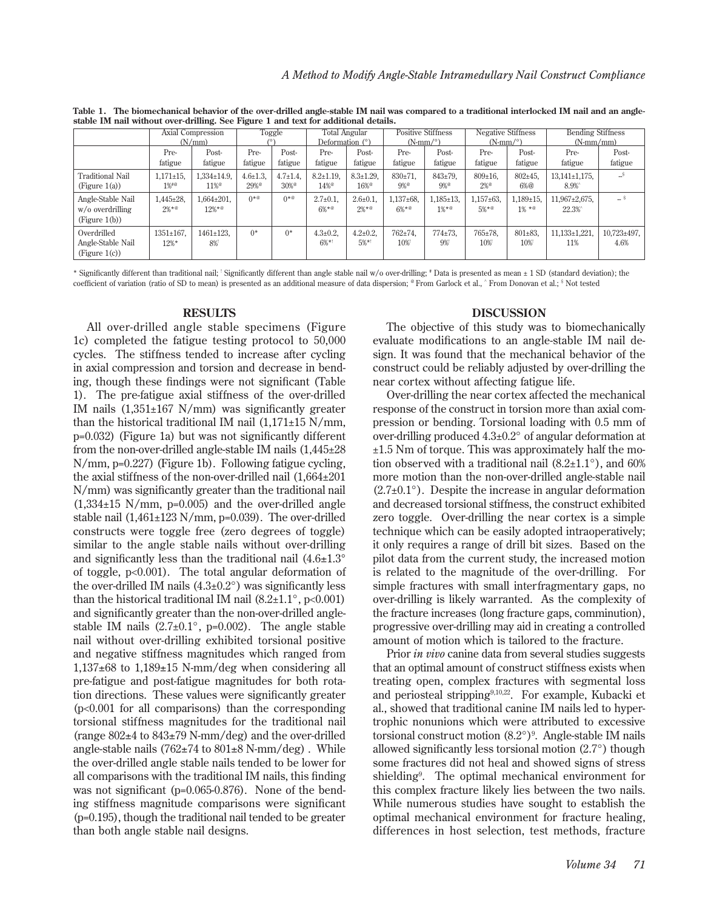**Table 1. The biomechanical behavior of the over-drilled angle-stable IM nail was compared to a traditional interlocked IM nail and an angle-stable IM nail without over-drilling. See Figure 1 and text for additional details.**

| | Axial Compression (N/mm) | | Toggle (°) | | Total Angular Deformation (°) | | Positive Stiffness (N-mm/°) | | Negative Stiffness (N-mm/°) | | Bending Stiffness (N-mm/mm) | |
|---|---|---|---|---|---|---|---|---|---|---|---|---|
| | Pre-fatigue | Post-fatigue | Pre-fatigue | Post-fatigue | Pre-fatigue | Post-fatigue | Pre-fatigue | Post-fatigue | Pre-fatigue | Post-fatigue | Pre-fatigue | Post-fatigue |
| Traditional Nail (Figure 1(a)) | 1,171±15, 1%#@ | 1,334±14.9, 11%@ | 4.6±1.3, 29%@ | 4.7±1.4, 30%@ | 8.2±1.19, 14%@ | 8.3±1.29, 16%@ | 830±71, 9%@ | 843±79, 9%@ | 809±16, 2%@ | 802±45, 6%@ | 13,141±1,175, 8.9%^ | –§ |
| Angle-Stable Nail w/o overdrilling (Figure 1(b)) | 1,445±28, 2%*@ | 1,664±201, 12%*@ | 0*@ | 0*@ | 2.7±0.1, 6%*@ | 2.6±0.1, 2%*@ | 1,137±68, 6%*@ | 1,185±13, 1%*@ | 1,157±63, 5%*@ | 1,189±15, 1% *@ | 11,967±2,675, 22.3%^ | – § |
| Overdrilled Angle-Stable Nail (Figure 1(c)) | 1351±167, 12%* | 1461±123, 8%† | 0* | 0* | 4.3±0.2, 6%*† | 4.2±0.2, 5%*† | 762±74, 10%† | 774±73, 9%† | 765±78, 10%† | 801±83, 10%† | 11,133±1,221, 11% | 10,723±497, 4.6% |

\* Significantly different than traditional nail; † Significantly different than angle stable nail w/o over-drilling; # Data is presented as mean ± 1 SD (standard deviation); the coefficient of variation (ratio of SD to mean) is presented as an additional measure of data dispersion; @ From Garlock et al., ^ From Donovan et al.; § Not tested

## RESULTS

All over-drilled angle stable specimens (Figure 1c) completed the fatigue testing protocol to 50,000 cycles. The stiffness tended to increase after cycling in axial compression and torsion and decrease in bending, though these findings were not significant (Table 1). The pre-fatigue axial stiffness of the over-drilled IM nails (1,351±167 N/mm) was significantly greater than the historical traditional IM nail (1,171±15 N/mm, $p=0.032$) (Figure 1a) but was not significantly different from the non-over-drilled angle-stable IM nails (1,445±28 N/mm, $p=0.227$) (Figure 1b). Following fatigue cycling, the axial stiffness of the non-over-drilled nail (1,664±201 N/mm) was significantly greater than the traditional nail (1,334±15 N/mm, $p=0.005$) and the over-drilled angle stable nail (1,461±123 N/mm, $p=0.039$). The over-drilled constructs were toggle free (zero degrees of toggle) similar to the angle stable nails without over-drilling and significantly less than the traditional nail (4.6±1.3° of toggle, $p<0.001$). The total angular deformation of the over-drilled IM nails (4.3±0.2°) was significantly less than the historical traditional IM nail (8.2±1.1°, $p<0.001$) and significantly greater than the non-over-drilled angle-stable IM nails (2.7±0.1°, $p=0.002$). The angle stable nail without over-drilling exhibited torsional positive and negative stiffness magnitudes which ranged from 1,137±68 to 1,189±15 N-mm/deg when considering all pre-fatigue and post-fatigue magnitudes for both rotation directions. These values were significantly greater ($p<0.001$ for all comparisons) than the corresponding torsional stiffness magnitudes for the traditional nail (range 802±4 to 843±79 N-mm/deg) and the over-drilled angle-stable nails (762±74 to 801±8 N-mm/deg). While the over-drilled angle stable nails tended to be lower for all comparisons with the traditional IM nails, this finding was not significant ($p=0.065$-$0.876$). None of the bending stiffness magnitude comparisons were significant ($p=0.195$), though the traditional nail tended to be greater than both angle stable nail designs.

## DISCUSSION

The objective of this study was to biomechanically evaluate modifications to an angle-stable IM nail design. It was found that the mechanical behavior of the construct could be reliably adjusted by over-drilling the near cortex without affecting fatigue life.

Over-drilling the near cortex affected the mechanical response of the construct in torsion more than axial compression or bending. Torsional loading with 0.5 mm of over-drilling produced 4.3±0.2° of angular deformation at ±1.5 Nm of torque. This was approximately half the motion observed with a traditional nail (8.2±1.1°), and 60% more motion than the non-over-drilled angle-stable nail (2.7±0.1°). Despite the increase in angular deformation and decreased torsional stiffness, the construct exhibited zero toggle. Over-drilling the near cortex is a simple technique which can be easily adopted intraoperatively; it only requires a range of drill bit sizes. Based on the pilot data from the current study, the increased motion is related to the magnitude of the over-drilling. For simple fractures with small interfragmentary gaps, no over-drilling is likely warranted. As the complexity of the fracture increases (long fracture gaps, comminution), progressive over-drilling may aid in creating a controlled amount of motion which is tailored to the fracture.

Prior *in vivo* canine data from several studies suggests that an optimal amount of construct stiffness exists when treating open, complex fractures with segmental loss and periosteal stripping[9,10,22]. For example, Kubacki et al., showed that traditional canine IM nails led to hypertrophic nonunions which were attributed to excessive torsional construct motion (8.2°)[9]. Angle-stable IM nails allowed significantly less torsional motion (2.7°) though some fractures did not heal and showed signs of stress shielding[9]. The optimal mechanical environment for this complex fracture likely lies between the two nails. While numerous studies have sought to establish the optimal mechanical environment for fracture healing, differences in host selection, test methods, fracture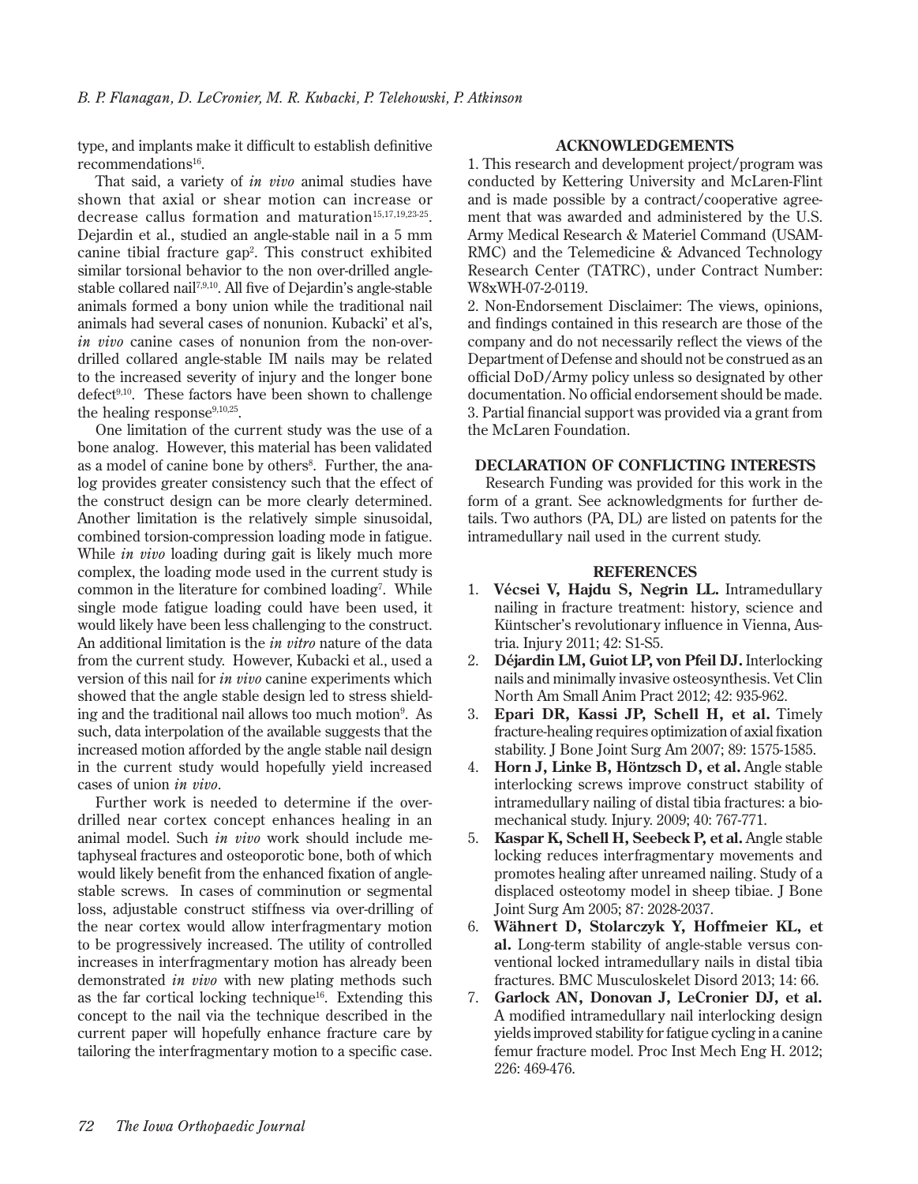type, and implants make it difficult to establish definitive recommendations[16].

That said, a variety of *in vivo* animal studies have shown that axial or shear motion can increase or decrease callus formation and maturation[15,17,19,23-25]. Dejardin et al., studied an angle-stable nail in a 5 mm canine tibial fracture gap[2]. This construct exhibited similar torsional behavior to the non over-drilled angle-stable collared nail[7,9,10]. All five of Dejardin's angle-stable animals formed a bony union while the traditional nail animals had several cases of nonunion. Kubacki' et al's, *in vivo* canine cases of nonunion from the non-over-drilled collared angle-stable IM nails may be related to the increased severity of injury and the longer bone defect[9,10]. These factors have been shown to challenge the healing response[9,10,25].

One limitation of the current study was the use of a bone analog. However, this material has been validated as a model of canine bone by others[8]. Further, the analog provides greater consistency such that the effect of the construct design can be more clearly determined. Another limitation is the relatively simple sinusoidal, combined torsion-compression loading mode in fatigue. While *in vivo* loading during gait is likely much more complex, the loading mode used in the current study is common in the literature for combined loading[7]. While single mode fatigue loading could have been used, it would likely have been less challenging to the construct. An additional limitation is the *in vitro* nature of the data from the current study. However, Kubacki et al., used a version of this nail for *in vivo* canine experiments which showed that the angle stable design led to stress shielding and the traditional nail allows too much motion[9]. As such, data interpolation of the available suggests that the increased motion afforded by the angle stable nail design in the current study would hopefully yield increased cases of union *in vivo*.

Further work is needed to determine if the over-drilled near cortex concept enhances healing in an animal model. Such *in vivo* work should include metaphyseal fractures and osteoporotic bone, both of which would likely benefit from the enhanced fixation of angle-stable screws. In cases of comminution or segmental loss, adjustable construct stiffness via over-drilling of the near cortex would allow interfragmentary motion to be progressively increased. The utility of controlled increases in interfragmentary motion has already been demonstrated *in vivo* with new plating methods such as the far cortical locking technique[16]. Extending this concept to the nail via the technique described in the current paper will hopefully enhance fracture care by tailoring the interfragmentary motion to a specific case.

## ACKNOWLEDGEMENTS

1. This research and development project/program was conducted by Kettering University and McLaren-Flint and is made possible by a contract/cooperative agreement that was awarded and administered by the U.S. Army Medical Research & Materiel Command (USAMRMC) and the Telemedicine & Advanced Technology Research Center (TATRC), under Contract Number: W8xWH-07-2-0119.
2. Non-Endorsement Disclaimer: The views, opinions, and findings contained in this research are those of the company and do not necessarily reflect the views of the Department of Defense and should not be construed as an official DoD/Army policy unless so designated by other documentation. No official endorsement should be made.
3. Partial financial support was provided via a grant from the McLaren Foundation.

## DECLARATION OF CONFLICTING INTERESTS

Research Funding was provided for this work in the form of a grant. See acknowledgments for further details. Two authors (PA, DL) are listed on patents for the intramedullary nail used in the current study.

## REFERENCES

1. **Vécsei V, Hajdu S, Negrin LL.** Intramedullary nailing in fracture treatment: history, science and Küntscher's revolutionary influence in Vienna, Austria. Injury 2011; 42: S1-S5.
2. **Déjardin LM, Guiot LP, von Pfeil DJ.** Interlocking nails and minimally invasive osteosynthesis. Vet Clin North Am Small Anim Pract 2012; 42: 935-962.
3. **Epari DR, Kassi JP, Schell H, et al.** Timely fracture-healing requires optimization of axial fixation stability. J Bone Joint Surg Am 2007; 89: 1575-1585.
4. **Horn J, Linke B, Höntzsch D, et al.** Angle stable interlocking screws improve construct stability of intramedullary nailing of distal tibia fractures: a biomechanical study. Injury. 2009; 40: 767-771.
5. **Kaspar K, Schell H, Seebeck P, et al.** Angle stable locking reduces interfragmentary movements and promotes healing after unreamed nailing. Study of a displaced osteotomy model in sheep tibiae. J Bone Joint Surg Am 2005; 87: 2028-2037.
6. **Wähnert D, Stolarczyk Y, Hoffmeier KL, et al.** Long-term stability of angle-stable versus conventional locked intramedullary nails in distal tibia fractures. BMC Musculoskelet Disord 2013; 14: 66.
7. **Garlock AN, Donovan J, LeCronier DJ, et al.** A modified intramedullary nail interlocking design yields improved stability for fatigue cycling in a canine femur fracture model. Proc Inst Mech Eng H. 2012; 226: 469-476.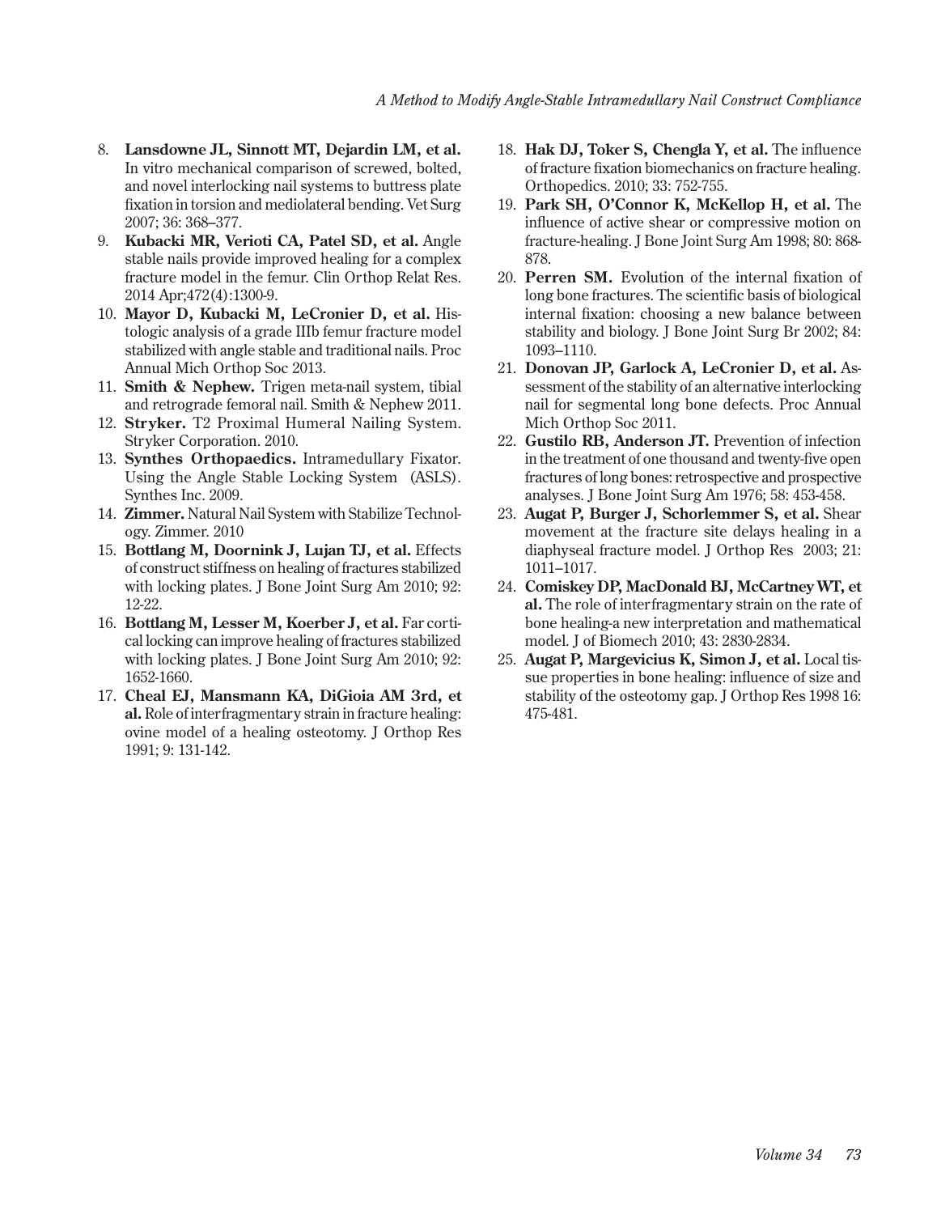8. **Lansdowne JL, Sinnott MT, Dejardin LM, et al.** In vitro mechanical comparison of screwed, bolted, and novel interlocking nail systems to buttress plate fixation in torsion and mediolateral bending. Vet Surg 2007; 36: 368–377.
9. **Kubacki MR, Verioti CA, Patel SD, et al.** Angle stable nails provide improved healing for a complex fracture model in the femur. Clin Orthop Relat Res. 2014 Apr;472(4):1300-9.
10. **Mayor D, Kubacki M, LeCronier D, et al.** Histologic analysis of a grade IIIb femur fracture model stabilized with angle stable and traditional nails. Proc Annual Mich Orthop Soc 2013.
11. **Smith & Nephew.** Trigen meta-nail system, tibial and retrograde femoral nail. Smith & Nephew 2011.
12. **Stryker.** T2 Proximal Humeral Nailing System. Stryker Corporation. 2010.
13. **Synthes Orthopaedics.** Intramedullary Fixator. Using the Angle Stable Locking System (ASLS). Synthes Inc. 2009.
14. **Zimmer.** Natural Nail System with Stabilize Technology. Zimmer. 2010
15. **Bottlang M, Doornink J, Lujan TJ, et al.** Effects of construct stiffness on healing of fractures stabilized with locking plates. J Bone Joint Surg Am 2010; 92: 12-22.
16. **Bottlang M, Lesser M, Koerber J, et al.** Far cortical locking can improve healing of fractures stabilized with locking plates. J Bone Joint Surg Am 2010; 92: 1652-1660.
17. **Cheal EJ, Mansmann KA, DiGioia AM 3rd, et al.** Role of interfragmentary strain in fracture healing: ovine model of a healing osteotomy. J Orthop Res 1991; 9: 131-142.
18. **Hak DJ, Toker S, Chengla Y, et al.** The influence of fracture fixation biomechanics on fracture healing. Orthopedics. 2010; 33: 752-755.
19. **Park SH, O'Connor K, McKellop H, et al.** The influence of active shear or compressive motion on fracture-healing. J Bone Joint Surg Am 1998; 80: 868-878.
20. **Perren SM.** Evolution of the internal fixation of long bone fractures. The scientific basis of biological internal fixation: choosing a new balance between stability and biology. J Bone Joint Surg Br 2002; 84: 1093–1110.
21. **Donovan JP, Garlock A, LeCronier D, et al.** Assessment of the stability of an alternative interlocking nail for segmental long bone defects. Proc Annual Mich Orthop Soc 2011.
22. **Gustilo RB, Anderson JT.** Prevention of infection in the treatment of one thousand and twenty-five open fractures of long bones: retrospective and prospective analyses. J Bone Joint Surg Am 1976; 58: 453-458.
23. **Augat P, Burger J, Schorlemmer S, et al.** Shear movement at the fracture site delays healing in a diaphyseal fracture model. J Orthop Res 2003; 21: 1011–1017.
24. **Comiskey DP, MacDonald BJ, McCartney WT, et al.** The role of interfragmentary strain on the rate of bone healing-a new interpretation and mathematical model. J of Biomech 2010; 43: 2830-2834.
25. **Augat P, Margevicius K, Simon J, et al.** Local tissue properties in bone healing: influence of size and stability of the osteotomy gap. J Orthop Res 1998 16: 475-481.